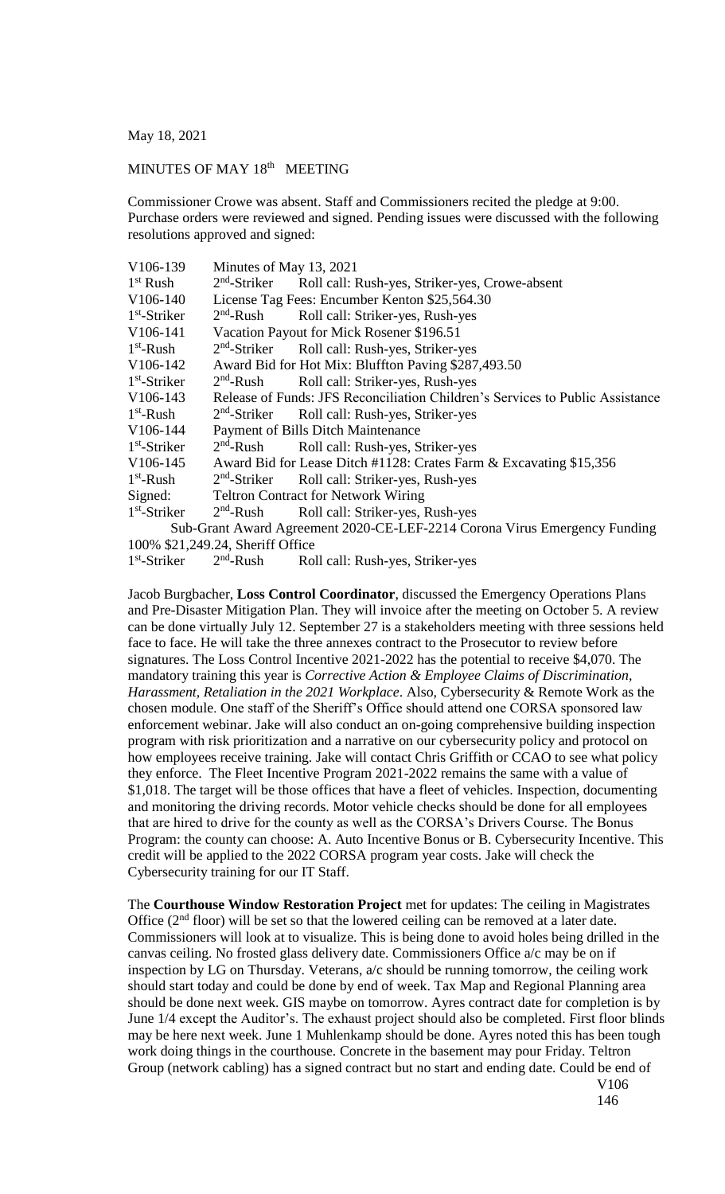May 18, 2021

MINUTES OF MAY 18th MEETING

Commissioner Crowe was absent. Staff and Commissioners recited the pledge at 9:00. Purchase orders were reviewed and signed. Pending issues were discussed with the following resolutions approved and signed:

| | | |
|---|---|---|
| V106-139 | Minutes of May 13, 2021 | |
| 1st Rush | 2nd-Striker | Roll call: Rush-yes, Striker-yes, Crowe-absent |
| V106-140 | License Tag Fees: Encumber Kenton $25,564.30 | |
| 1st-Striker | 2nd-Rush | Roll call: Striker-yes, Rush-yes |
| V106-141 | Vacation Payout for Mick Rosener $196.51 | |
| 1st-Rush | 2nd-Striker | Roll call: Rush-yes, Striker-yes |
| V106-142 | Award Bid for Hot Mix: Bluffton Paving $287,493.50 | |
| 1st-Striker | 2nd-Rush | Roll call: Striker-yes, Rush-yes |
| V106-143 | Release of Funds: JFS Reconciliation Children's Services to Public Assistance | |
| 1st-Rush | 2nd-Striker | Roll call: Rush-yes, Striker-yes |
| V106-144 | Payment of Bills Ditch Maintenance | |
| 1st-Striker | 2nd-Rush | Roll call: Rush-yes, Striker-yes |
| V106-145 | Award Bid for Lease Ditch #1128: Crates Farm & Excavating $15,356 | |
| 1st-Rush | 2nd-Striker | Roll call: Striker-yes, Rush-yes |
| Signed: | Teltron Contract for Network Wiring | |
| 1st-Striker | 2nd-Rush | Roll call: Striker-yes, Rush-yes |

Sub-Grant Award Agreement 2020-CE-LEF-2214 Corona Virus Emergency Funding 100% $21,249.24, Sheriff Office

1st-Striker 2nd-Rush Roll call: Rush-yes, Striker-yes

Jacob Burgbacher, **Loss Control Coordinator**, discussed the Emergency Operations Plans and Pre-Disaster Mitigation Plan. They will invoice after the meeting on October 5. A review can be done virtually July 12. September 27 is a stakeholders meeting with three sessions held face to face. He will take the three annexes contract to the Prosecutor to review before signatures. The Loss Control Incentive 2021-2022 has the potential to receive $4,070. The mandatory training this year is *Corrective Action & Employee Claims of Discrimination, Harassment, Retaliation in the 2021 Workplace*. Also, Cybersecurity & Remote Work as the chosen module. One staff of the Sheriff's Office should attend one CORSA sponsored law enforcement webinar. Jake will also conduct an on-going comprehensive building inspection program with risk prioritization and a narrative on our cybersecurity policy and protocol on how employees receive training. Jake will contact Chris Griffith or CCAO to see what policy they enforce. The Fleet Incentive Program 2021-2022 remains the same with a value of $1,018. The target will be those offices that have a fleet of vehicles. Inspection, documenting and monitoring the driving records. Motor vehicle checks should be done for all employees that are hired to drive for the county as well as the CORSA's Drivers Course. The Bonus Program: the county can choose: A. Auto Incentive Bonus or B. Cybersecurity Incentive. This credit will be applied to the 2022 CORSA program year costs. Jake will check the Cybersecurity training for our IT Staff.

The **Courthouse Window Restoration Project** met for updates: The ceiling in Magistrates Office (2nd floor) will be set so that the lowered ceiling can be removed at a later date. Commissioners will look at to visualize. This is being done to avoid holes being drilled in the canvas ceiling. No frosted glass delivery date. Commissioners Office a/c may be on if inspection by LG on Thursday. Veterans, a/c should be running tomorrow, the ceiling work should start today and could be done by end of week. Tax Map and Regional Planning area should be done next week. GIS maybe on tomorrow. Ayres contract date for completion is by June 1/4 except the Auditor's. The exhaust project should also be completed. First floor blinds may be here next week. June 1 Muhlenkamp should be done. Ayres noted this has been tough work doing things in the courthouse. Concrete in the basement may pour Friday. Teltron Group (network cabling) has a signed contract but no start and ending date. Could be end of

V106
146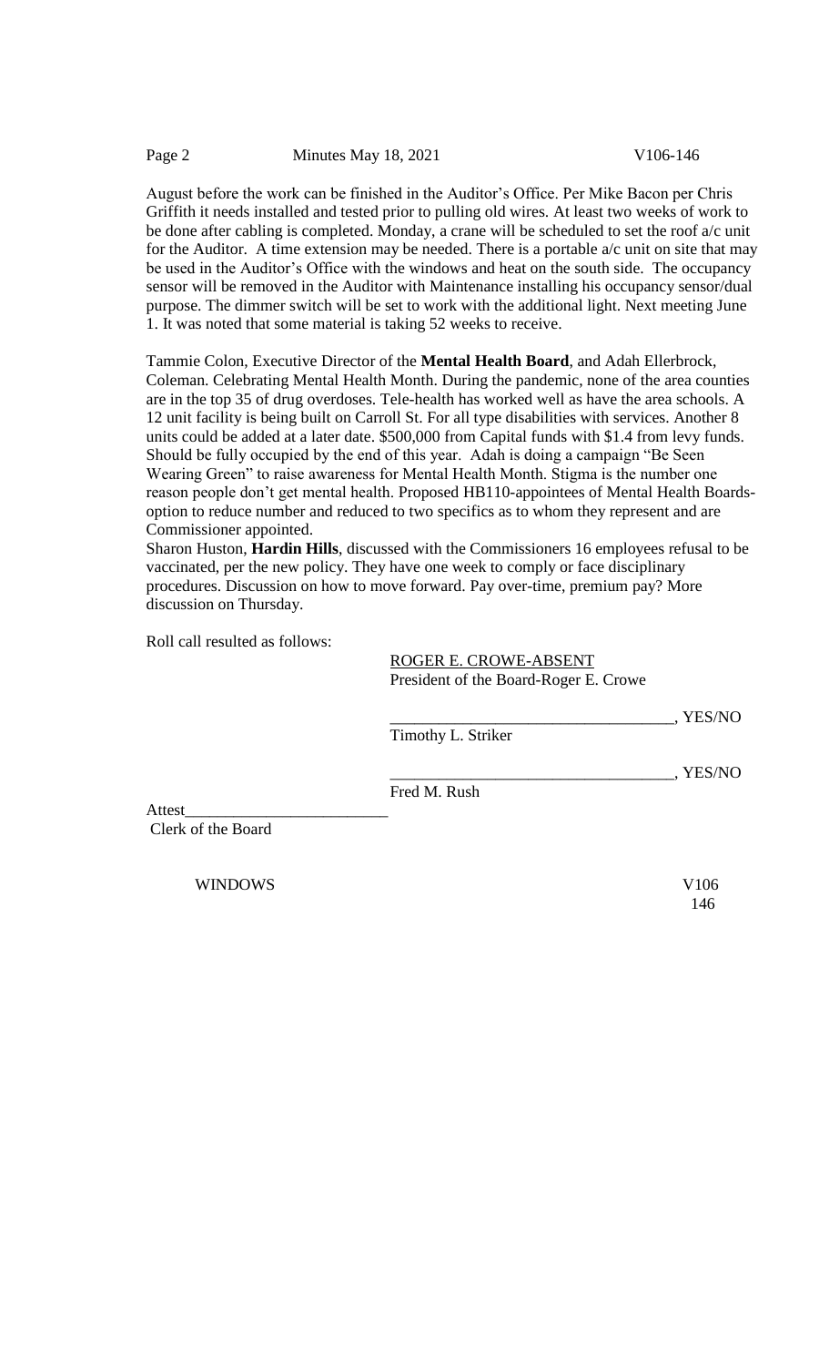August before the work can be finished in the Auditor's Office. Per Mike Bacon per Chris Griffith it needs installed and tested prior to pulling old wires. At least two weeks of work to be done after cabling is completed. Monday, a crane will be scheduled to set the roof a/c unit for the Auditor. A time extension may be needed. There is a portable a/c unit on site that may be used in the Auditor's Office with the windows and heat on the south side. The occupancy sensor will be removed in the Auditor with Maintenance installing his occupancy sensor/dual purpose. The dimmer switch will be set to work with the additional light. Next meeting June 1. It was noted that some material is taking 52 weeks to receive.

Tammie Colon, Executive Director of the **Mental Health Board**, and Adah Ellerbrock, Coleman. Celebrating Mental Health Month. During the pandemic, none of the area counties are in the top 35 of drug overdoses. Tele-health has worked well as have the area schools. A 12 unit facility is being built on Carroll St. For all type disabilities with services. Another 8 units could be added at a later date. $500,000 from Capital funds with $1.4 from levy funds. Should be fully occupied by the end of this year. Adah is doing a campaign "Be Seen Wearing Green" to raise awareness for Mental Health Month. Stigma is the number one reason people don't get mental health. Proposed HB110-appointees of Mental Health Boards-option to reduce number and reduced to two specifics as to whom they represent and are Commissioner appointed.

Sharon Huston, **Hardin Hills**, discussed with the Commissioners 16 employees refusal to be vaccinated, per the new policy. They have one week to comply or face disciplinary procedures. Discussion on how to move forward. Pay over-time, premium pay? More discussion on Thursday.

Roll call resulted as follows:

ROGER E. CROWE-ABSENT
President of the Board-Roger E. Crowe

___________________________________, YES/NO
Timothy L. Striker

___________________________________, YES/NO
Fred M. Rush

Attest_________________________
Clerk of the Board

WINDOWS V106 146